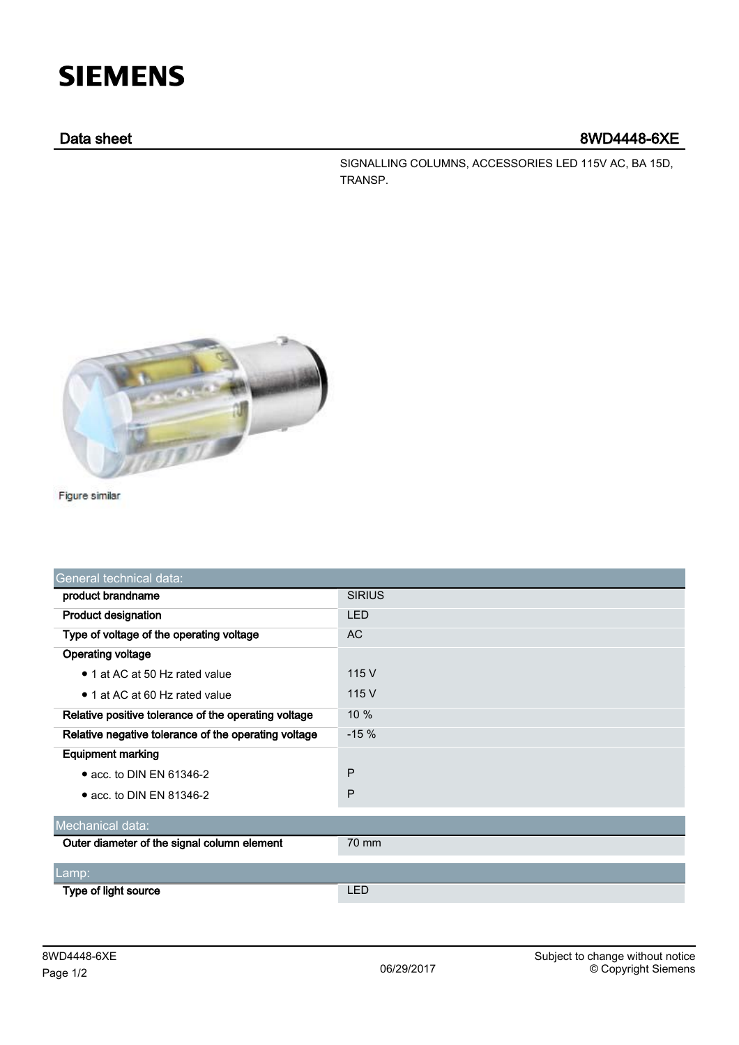SIEMENS

## Data sheet 8WD4448-6XE

SIGNALLING COLUMNS, ACCESSORIES LED 115V AC, BA 15D, TRANSP.

Figure similar

| General technical data: | |
|---|---|
| **product brandname** | SIRIUS |
| **Product designation** | LED |
| **Type of voltage of the operating voltage** | AC |
| **Operating voltage** | |
| • 1 at AC at 50 Hz rated value | 115 V |
| • 1 at AC at 60 Hz rated value | 115 V |
| **Relative positive tolerance of the operating voltage** | 10 % |
| **Relative negative tolerance of the operating voltage** | -15 % |
| **Equipment marking** | |
| • acc. to DIN EN 61346-2 | P |
| • acc. to DIN EN 81346-2 | P |

| Mechanical data: | |
|---|---|
| **Outer diameter of the signal column element** | 70 mm |

| Lamp: | |
|---|---|
| **Type of light source** | LED |

8WD4448-6XE

06/29/2017

Subject to change without notice
© Copyright Siemens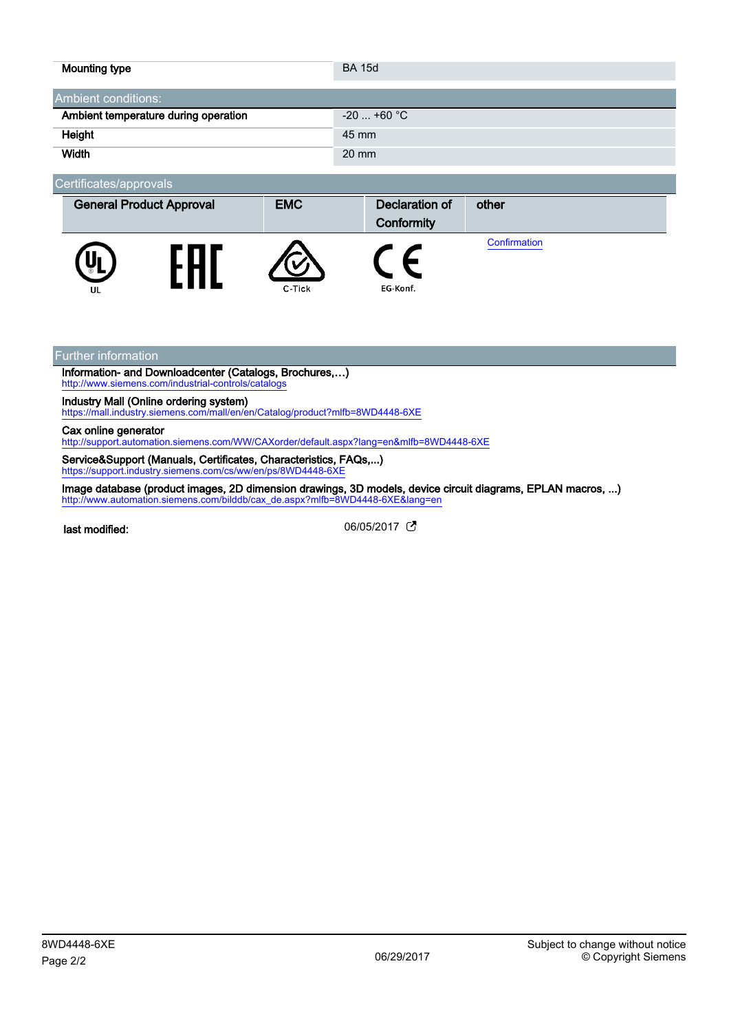| | |
|---|---|
| Mounting type | BA 15d |

## Ambient conditions:

| | |
|---|---|
| Ambient temperature during operation | -20 ... +60 °C |
| Height | 45 mm |
| Width | 20 mm |

## Certificates/approvals

| General Product Approval | | EMC | Declaration of Conformity | other |
|---|---|---|---|---|
| UL | EAC | C-Tick | EG-Konf. | Confirmation |

## Further information

**Information- and Downloadcenter (Catalogs, Brochures,…)**
http://www.siemens.com/industrial-controls/catalogs

**Industry Mall (Online ordering system)**
https://mall.industry.siemens.com/mall/en/en/Catalog/product?mlfb=8WD4448-6XE

**Cax online generator**
http://support.automation.siemens.com/WW/CAXorder/default.aspx?lang=en&mlfb=8WD4448-6XE

**Service&Support (Manuals, Certificates, Characteristics, FAQs,...)**
https://support.industry.siemens.com/cs/ww/en/ps/8WD4448-6XE

**Image database (product images, 2D dimension drawings, 3D models, device circuit diagrams, EPLAN macros, ...)**
http://www.automation.siemens.com/bilddb/cax_de.aspx?mlfb=8WD4448-6XE&lang=en

| | |
|---|---|
| last modified: | 06/05/2017 |